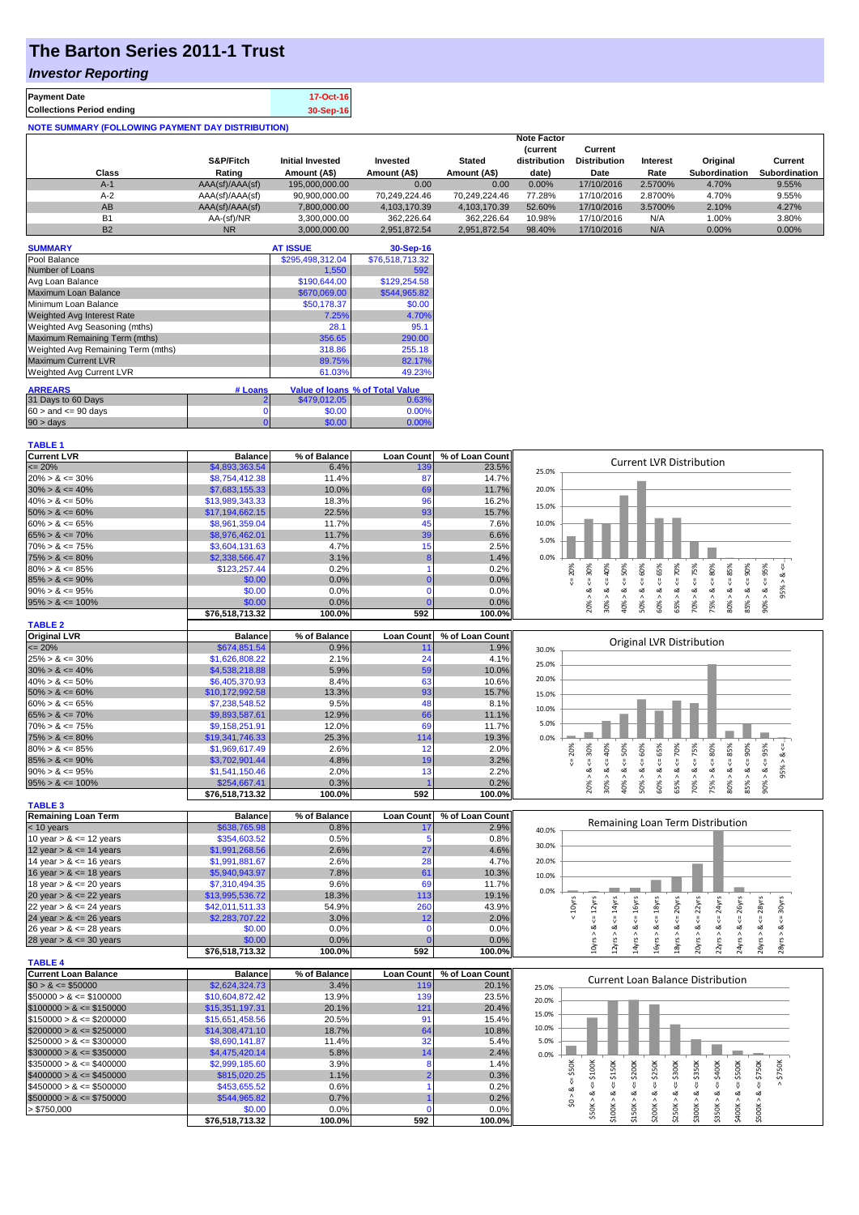# The Barton Series 2011-1 Trust

## *Investor Reporting*

| | |
|---|---|
| **Payment Date** | 17-Oct-16 |
| **Collections Period ending** | 30-Sep-16 |

**NOTE SUMMARY (FOLLOWING PAYMENT DAY DISTRIBUTION)**

| Class | S&P/Fitch Rating | Initial Invested Amount (A$) | Invested Amount (A$) | Stated Amount (A$) | Note Factor (current distribution date) | Current Distribution Date | Interest Rate | Original Subordination | Current Subordination |
|---|---|---|---|---|---|---|---|---|---|
| A-1 | AAA(sf)/AAA(sf) | 195,000,000.00 | 0.00 | 0.00 | 0.00% | 17/10/2016 | 2.5700% | 4.70% | 9.55% |
| A-2 | AAA(sf)/AAA(sf) | 90,900,000.00 | 70,249,224.46 | 70,249,224.46 | 77.28% | 17/10/2016 | 2.8700% | 4.70% | 9.55% |
| AB | AAA(sf)/AAA(sf) | 7,800,000.00 | 4,103,170.39 | 4,103,170.39 | 52.60% | 17/10/2016 | 3.5700% | 2.10% | 4.27% |
| B1 | AA-(sf)/NR | 3,300,000.00 | 362,226.64 | 362,226.64 | 10.98% | 17/10/2016 | N/A | 1.00% | 3.80% |
| B2 | NR | 3,000,000.00 | 2,951,872.54 | 2,951,872.54 | 98.40% | 17/10/2016 | N/A | 0.00% | 0.00% |

| SUMMARY | AT ISSUE | 30-Sep-16 |
|---|---|---|
| Pool Balance | $295,498,312.04 | $76,518,713.32 |
| Number of Loans | 1,550 | 592 |
| Avg Loan Balance | $190,644.00 | $129,254.58 |
| Maximum Loan Balance | $670,069.00 | $544,965.82 |
| Minimum Loan Balance | $50,178.37 | $0.00 |
| Weighted Avg Interest Rate | 7.25% | 4.70% |
| Weighted Avg Seasoning (mths) | 28.1 | 95.1 |
| Maximum Remaining Term (mths) | 356.65 | 290.00 |
| Weighted Avg Remaining Term (mths) | 318.86 | 255.18 |
| Maximum Current LVR | 89.75% | 82.17% |
| Weighted Avg Current LVR | 61.03% | 49.23% |

| ARREARS | # Loans | Value of loans | % of Total Value |
|---|---|---|---|
| 31 Days to 60 Days | 2 | $479,012.05 | 0.63% |
| $60 >$ and $<= 90$ days | 0 | $0.00 | 0.00% |
| $90 >$ days | 0 | $0.00 | 0.00% |

**TABLE 1**

| Current LVR | Balance | % of Balance | Loan Count | % of Loan Count |
|---|---|---|---|---|
| <= 20% | $4,893,363.54 | 6.4% | 139 | 23.5% |
| 20% > & <= 30% | $8,754,412.38 | 11.4% | 87 | 14.7% |
| 30% > & <= 40% | $7,683,155.33 | 10.0% | 69 | 11.7% |
| 40% > & <= 50% | $13,989,343.33 | 18.3% | 96 | 16.2% |
| 50% > & <= 60% | $17,194,662.15 | 22.5% | 93 | 15.7% |
| 60% > & <= 65% | $8,961,359.04 | 11.7% | 45 | 7.6% |
| 65% > & <= 70% | $8,976,462.01 | 11.7% | 39 | 6.6% |
| 70% > & <= 75% | $3,604,131.63 | 4.7% | 15 | 2.5% |
| 75% > & <= 80% | $2,338,566.47 | 3.1% | 8 | 1.4% |
| 80% > & <= 85% | $123,257.44 | 0.2% | 1 | 0.2% |
| 85% > & <= 90% | $0.00 | 0.0% | 0 | 0.0% |
| 90% > & <= 95% | $0.00 | 0.0% | 0 | 0.0% |
| 95% > & <= 100% | $0.00 | 0.0% | 0 | 0.0% |
| | $76,518,713.32 | 100.0% | 592 | 100.0% |

**TABLE 2**

| Original LVR | Balance | % of Balance | Loan Count | % of Loan Count |
|---|---|---|---|---|
| <= 20% | $674,851.54 | 0.9% | 11 | 1.9% |
| 25% > & <= 30% | $1,626,808.22 | 2.1% | 24 | 4.1% |
| 30% > & <= 40% | $4,538,218.88 | 5.9% | 59 | 10.0% |
| 40% > & <= 50% | $6,405,370.93 | 8.4% | 63 | 10.6% |
| 50% > & <= 60% | $10,172,992.58 | 13.3% | 93 | 15.7% |
| 60% > & <= 65% | $7,238,548.52 | 9.5% | 48 | 8.1% |
| 65% > & <= 70% | $9,893,587.61 | 12.9% | 66 | 11.1% |
| 70% > & <= 75% | $9,158,251.91 | 12.0% | 69 | 11.7% |
| 75% > & <= 80% | $19,341,746.33 | 25.3% | 114 | 19.3% |
| 80% > & <= 85% | $1,969,617.49 | 2.6% | 12 | 2.0% |
| 85% > & <= 90% | $3,702,901.44 | 4.8% | 19 | 3.2% |
| 90% > & <= 95% | $1,541,150.46 | 2.0% | 13 | 2.2% |
| 95% > & <= 100% | $254,667.41 | 0.3% | 1 | 0.2% |
| | $76,518,713.32 | 100.0% | 592 | 100.0% |

**TABLE 3**

| Remaining Loan Term | Balance | % of Balance | Loan Count | % of Loan Count |
|---|---|---|---|---|
| < 10 years | $638,765.98 | 0.8% | 17 | 2.9% |
| 10 year > & <= 12 years | $354,603.52 | 0.5% | 5 | 0.8% |
| 12 year > & <= 14 years | $1,991,268.56 | 2.6% | 27 | 4.6% |
| 14 year > & <= 16 years | $1,991,881.67 | 2.6% | 28 | 4.7% |
| 16 year > & <= 18 years | $5,940,943.97 | 7.8% | 61 | 10.3% |
| 18 year > & <= 20 years | $7,310,494.35 | 9.6% | 69 | 11.7% |
| 20 year > & <= 22 years | $13,995,536.72 | 18.3% | 113 | 19.1% |
| 22 year > & <= 24 years | $42,011,511.33 | 54.9% | 260 | 43.9% |
| 24 year > & <= 26 years | $2,283,707.22 | 3.0% | 12 | 2.0% |
| 26 year > & <= 28 years | $0.00 | 0.0% | 0 | 0.0% |
| 28 year > & <= 30 years | $0.00 | 0.0% | 0 | 0.0% |
| | $76,518,713.32 | 100.0% | 592 | 100.0% |

**TABLE 4**

| Current Loan Balance | Balance | % of Balance | Loan Count | % of Loan Count |
|---|---|---|---|---|
| $0 > & <= $50000 | $2,624,324.73 | 3.4% | 119 | 20.1% |
| $50000 > & <= $100000 | $10,604,872.42 | 13.9% | 139 | 23.5% |
| $100000 > & <= $150000 | $15,351,197.31 | 20.1% | 121 | 20.4% |
| $150000 > & <= $200000 | $15,651,458.56 | 20.5% | 91 | 15.4% |
| $200000 > & <= $250000 | $14,308,471.10 | 18.7% | 64 | 10.8% |
| $250000 > & <= $300000 | $8,690,141.87 | 11.4% | 32 | 5.4% |
| $300000 > & <= $350000 | $4,475,420.14 | 5.8% | 14 | 2.4% |
| $350000 > & <= $400000 | $2,999,185.60 | 3.9% | 8 | 1.4% |
| $400000 > & <= $450000 | $815,020.25 | 1.1% | 2 | 0.3% |
| $450000 > & <= $500000 | $453,655.52 | 0.6% | 1 | 0.2% |
| $500000 > & <= $750000 | $544,965.82 | 0.7% | 1 | 0.2% |
| > $750,000 | $0.00 | 0.0% | 0 | 0.0% |
| | $76,518,713.32 | 100.0% | 592 | 100.0% |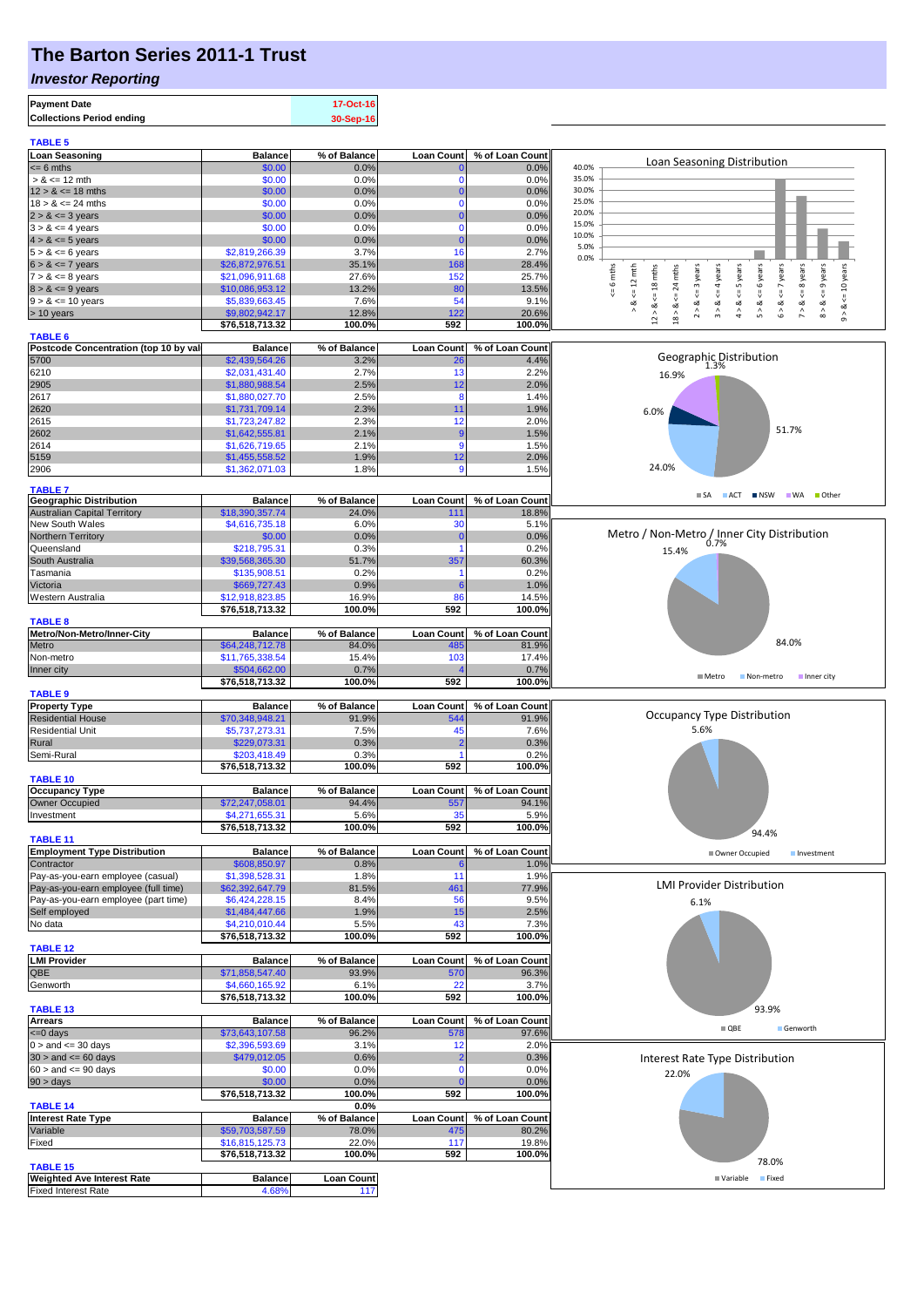# The Barton Series 2011-1 Trust

## *Investor Reporting*

| | |
|---|---|
| **Payment Date** | 17-Oct-16 |
| **Collections Period ending** | 30-Sep-16 |

**TABLE 5**

| Loan Seasoning | Balance | % of Balance | Loan Count | % of Loan Count |
|---|---|---|---|---|
| <= 6 mths | $0.00 | 0.0% | 0 | 0.0% |
| > & <= 12 mth | $0.00 | 0.0% | 0 | 0.0% |
| 12 > & <= 18 mths | $0.00 | 0.0% | 0 | 0.0% |
| 18 > & <= 24 mths | $0.00 | 0.0% | 0 | 0.0% |
| 2 > & <= 3 years | $0.00 | 0.0% | 0 | 0.0% |
| 3 > & <= 4 years | $0.00 | 0.0% | 0 | 0.0% |
| 4 > & <= 5 years | $0.00 | 0.0% | 0 | 0.0% |
| 5 > & <= 6 years | $2,819,266.39 | 3.7% | 16 | 2.7% |
| 6 > & <= 7 years | $26,872,976.51 | 35.1% | 168 | 28.4% |
| 7 > & <= 8 years | $21,096,911.68 | 27.6% | 152 | 25.7% |
| 8 > & <= 9 years | $10,086,953.12 | 13.2% | 80 | 13.5% |
| 9 > & <= 10 years | $5,839,663.45 | 7.6% | 54 | 9.1% |
| > 10 years | $9,802,942.17 | 12.8% | 122 | 20.6% |
| | $76,518,713.32 | 100.0% | 592 | 100.0% |

Loan Seasoning Distribution

40.0%
35.0%
30.0%
25.0%
20.0%
15.0%
10.0%
5.0%
0.0%

<= 6 mths
> & <= 12 mth
12 > & <= 18 mths
18 > & <= 24 mths
2 > & <= 3 years
3 > & <= 4 years
4 > & <= 5 years
5 > & <= 6 years
6 > & <= 7 years
7 > & <= 8 years
8 > & <= 9 years
9 > & <= 10 years

**TABLE 6**

| Postcode Concentration (top 10 by value) | Balance | % of Balance | Loan Count | % of Loan Count |
|---|---|---|---|---|
| 5700 | $2,439,564.26 | 3.2% | 26 | 4.4% |
| 6210 | $2,031,431.40 | 2.7% | 13 | 2.2% |
| 2905 | $1,880,988.54 | 2.5% | 12 | 2.0% |
| 2617 | $1,880,027.70 | 2.5% | 8 | 1.4% |
| 2620 | $1,731,709.14 | 2.3% | 11 | 1.9% |
| 2615 | $1,723,247.82 | 2.3% | 12 | 2.0% |
| 2602 | $1,642,555.81 | 2.1% | 9 | 1.5% |
| 2614 | $1,626,719.65 | 2.1% | 9 | 1.5% |
| 5159 | $1,455,558.52 | 1.9% | 12 | 2.0% |
| 2906 | $1,362,071.03 | 1.8% | 9 | 1.5% |

Geographic Distribution

1.3%
16.9%
6.0%
51.7%
24.0%

SA ACT NSW WA Other

**TABLE 7**

| Geographic Distribution | Balance | % of Balance | Loan Count | % of Loan Count |
|---|---|---|---|---|
| Australian Capital Territory | $18,390,357.74 | 24.0% | 111 | 18.8% |
| New South Wales | $4,616,735.18 | 6.0% | 30 | 5.1% |
| Northern Territory | $0.00 | 0.0% | 0 | 0.0% |
| Queensland | $218,795.31 | 0.3% | 1 | 0.2% |
| South Australia | $39,568,365.30 | 51.7% | 357 | 60.3% |
| Tasmania | $135,908.51 | 0.2% | 1 | 0.2% |
| Victoria | $669,727.43 | 0.9% | 6 | 1.0% |
| Western Australia | $12,918,823.85 | 16.9% | 86 | 14.5% |
| | $76,518,713.32 | 100.0% | 592 | 100.0% |

Metro / Non-Metro / Inner City Distribution

0.7%
15.4%
84.0%

Metro Non-metro Inner city

**TABLE 8**

| Metro/Non-Metro/Inner-City | Balance | % of Balance | Loan Count | % of Loan Count |
|---|---|---|---|---|
| Metro | $64,248,712.78 | 84.0% | 485 | 81.9% |
| Non-metro | $11,765,338.54 | 15.4% | 103 | 17.4% |
| Inner city | $504,662.00 | 0.7% | 4 | 0.7% |
| | $76,518,713.32 | 100.0% | 592 | 100.0% |

**TABLE 9**

| Property Type | Balance | % of Balance | Loan Count | % of Loan Count |
|---|---|---|---|---|
| Residential House | $70,348,948.21 | 91.9% | 544 | 91.9% |
| Residential Unit | $5,737,273.31 | 7.5% | 45 | 7.6% |
| Rural | $229,073.31 | 0.3% | 2 | 0.3% |
| Semi-Rural | $203,418.49 | 0.3% | 1 | 0.2% |
| | $76,518,713.32 | 100.0% | 592 | 100.0% |

Occupancy Type Distribution

5.6%
94.4%

Owner Occupied Investment

**TABLE 10**

| Occupancy Type | Balance | % of Balance | Loan Count | % of Loan Count |
|---|---|---|---|---|
| Owner Occupied | $72,247,058.01 | 94.4% | 557 | 94.1% |
| Investment | $4,271,655.31 | 5.6% | 35 | 5.9% |
| | $76,518,713.32 | 100.0% | 592 | 100.0% |

**TABLE 11**

| Employment Type Distribution | Balance | % of Balance | Loan Count | % of Loan Count |
|---|---|---|---|---|
| Contractor | $608,850.97 | 0.8% | 6 | 1.0% |
| Pay-as-you-earn employee (casual) | $1,398,528.31 | 1.8% | 11 | 1.9% |
| Pay-as-you-earn employee (full time) | $62,392,647.79 | 81.5% | 461 | 77.9% |
| Pay-as-you-earn employee (part time) | $6,424,228.15 | 8.4% | 56 | 9.5% |
| Self employed | $1,484,447.66 | 1.9% | 15 | 2.5% |
| No data | $4,210,010.44 | 5.5% | 43 | 7.3% |
| | $76,518,713.32 | 100.0% | 592 | 100.0% |

LMI Provider Distribution

6.1%
93.9%

QBE Genworth

**TABLE 12**

| LMI Provider | Balance | % of Balance | Loan Count | % of Loan Count |
|---|---|---|---|---|
| QBE | $71,858,547.40 | 93.9% | 570 | 96.3% |
| Genworth | $4,660,165.92 | 6.1% | 22 | 3.7% |
| | $76,518,713.32 | 100.0% | 592 | 100.0% |

**TABLE 13**

| Arrears | Balance | % of Balance | Loan Count | % of Loan Count |
|---|---|---|---|---|
| <=0 days | $73,643,107.58 | 96.2% | 578 | 97.6% |
| 0 > and <= 30 days | $2,396,593.69 | 3.1% | 12 | 2.0% |
| 30 > and <= 60 days | $479,012.05 | 0.6% | 2 | 0.3% |
| 60 > and <= 90 days | $0.00 | 0.0% | 0 | 0.0% |
| 90 > days | $0.00 | 0.0% | 0 | 0.0% |
| | $76,518,713.32 | 100.0% | 592 | 100.0% |
| | | 0.0% | | |

Interest Rate Type Distribution

22.0%
78.0%

Variable Fixed

**TABLE 14**

| Interest Rate Type | Balance | % of Balance | Loan Count | % of Loan Count |
|---|---|---|---|---|
| Variable | $59,703,587.59 | 78.0% | 475 | 80.2% |
| Fixed | $16,815,125.73 | 22.0% | 117 | 19.8% |
| | $76,518,713.32 | 100.0% | 592 | 100.0% |

**TABLE 15**

| Weighted Ave Interest Rate | Balance | Loan Count |
|---|---|---|
| Fixed Interest Rate | 4.68% | 117 |